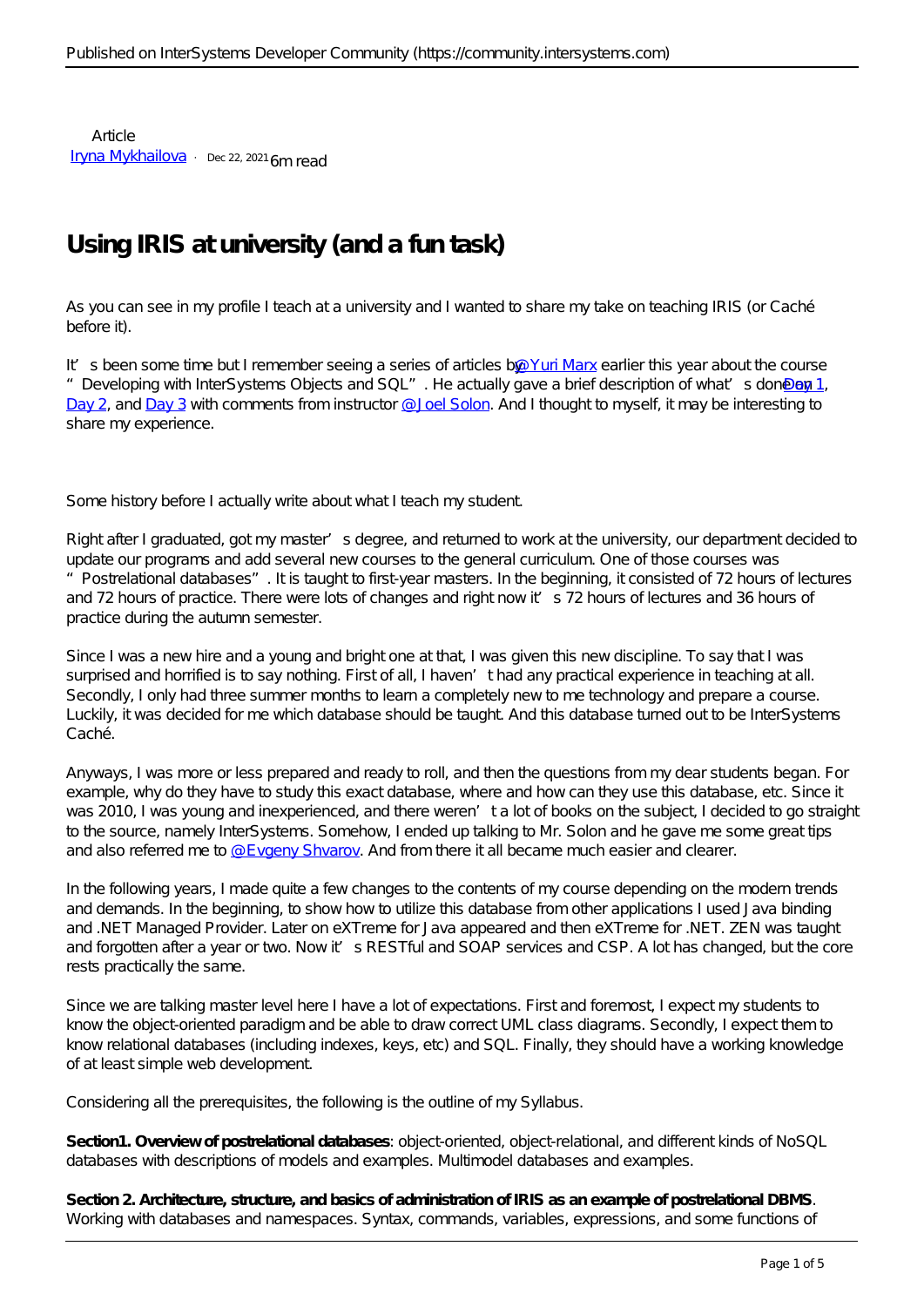Article
[Iryna Mykhailova](#) · Dec 22, 2021 6m read

# Using IRIS at university (and a fun task)

As you can see in my profile I teach at a university and I wanted to share my take on teaching IRIS (or Caché before it).

It's been some time but I remember seeing a series of articles by [@Yuri Marx](#) earlier this year about the course "Developing with InterSystems Objects and SQL". He actually gave a brief description of what's done on [Day 1](#), [Day 2](#), and [Day 3](#) with comments from instructor [@Joel Solon](#). And I thought to myself, it may be interesting to share my experience.

Some history before I actually write about what I teach my student.

Right after I graduated, got my master's degree, and returned to work at the university, our department decided to update our programs and add several new courses to the general curriculum. One of those courses was "Postrelational databases". It is taught to first-year masters. In the beginning, it consisted of 72 hours of lectures and 72 hours of practice. There were lots of changes and right now it's 72 hours of lectures and 36 hours of practice during the autumn semester.

Since I was a new hire and a young and bright one at that, I was given this new discipline. To say that I was surprised and horrified is to say nothing. First of all, I haven't had any practical experience in teaching at all. Secondly, I only had three summer months to learn a completely new to me technology and prepare a course. Luckily, it was decided for me which database should be taught. And this database turned out to be InterSystems Caché.

Anyways, I was more or less prepared and ready to roll, and then the questions from my dear students began. For example, why do they have to study this exact database, where and how can they use this database, etc. Since it was 2010, I was young and inexperienced, and there weren't a lot of books on the subject, I decided to go straight to the source, namely InterSystems. Somehow, I ended up talking to Mr. Solon and he gave me some great tips and also referred me to [@Evgeny Shvarov](#). And from there it all became much easier and clearer.

In the following years, I made quite a few changes to the contents of my course depending on the modern trends and demands. In the beginning, to show how to utilize this database from other applications I used Java binding and .NET Managed Provider. Later on eXTreme for Java appeared and then eXTreme for .NET. ZEN was taught and forgotten after a year or two. Now it's RESTful and SOAP services and CSP. A lot has changed, but the core rests practically the same.

Since we are talking master level here I have a lot of expectations. First and foremost, I expect my students to know the object-oriented paradigm and be able to draw correct UML class diagrams. Secondly, I expect them to know relational databases (including indexes, keys, etc) and SQL. Finally, they should have a working knowledge of at least simple web development.

Considering all the prerequisites, the following is the outline of my Syllabus.

**Section1. Overview of postrelational databases**: object-oriented, object-relational, and different kinds of NoSQL databases with descriptions of models and examples. Multimodel databases and examples.

**Section 2. Architecture, structure, and basics of administration of IRIS as an example of postrelational DBMS**. Working with databases and namespaces. Syntax, commands, variables, expressions, and some functions of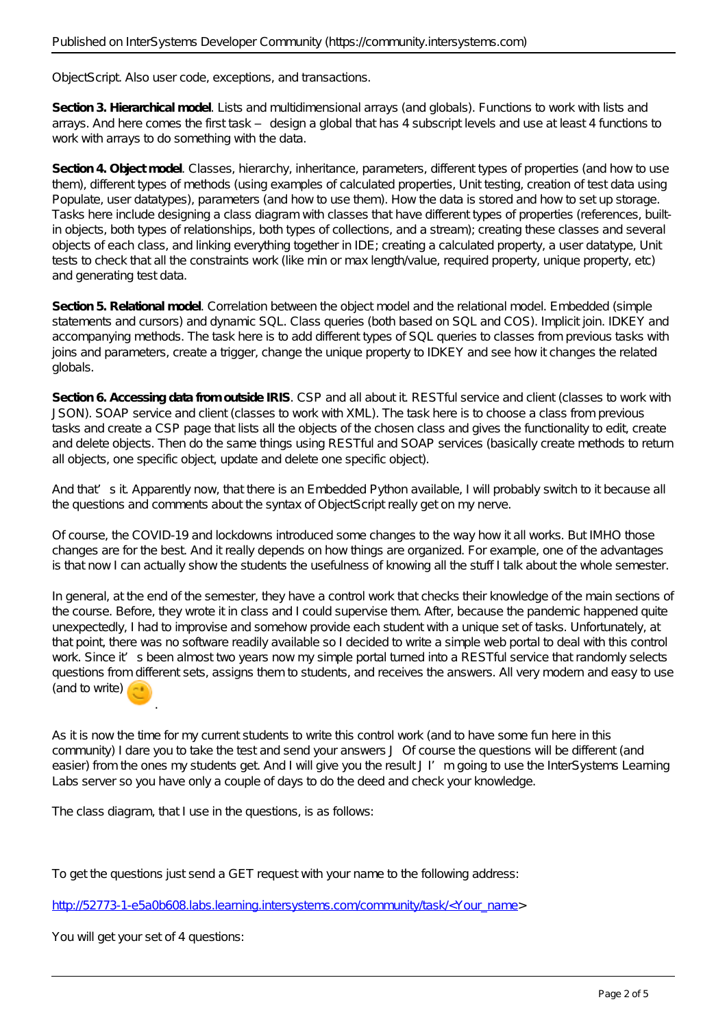ObjectScript. Also user code, exceptions, and transactions.

**Section 3. Hierarchical model**. Lists and multidimensional arrays (and globals). Functions to work with lists and arrays. And here comes the first task – design a global that has 4 subscript levels and use at least 4 functions to work with arrays to do something with the data.

**Section 4. Object model**. Classes, hierarchy, inheritance, parameters, different types of properties (and how to use them), different types of methods (using examples of calculated properties, Unit testing, creation of test data using Populate, user datatypes), parameters (and how to use them). How the data is stored and how to set up storage. Tasks here include designing a class diagram with classes that have different types of properties (references, built-in objects, both types of relationships, both types of collections, and a stream); creating these classes and several objects of each class, and linking everything together in IDE; creating a calculated property, a user datatype, Unit tests to check that all the constraints work (like min or max length/value, required property, unique property, etc) and generating test data.

**Section 5. Relational model**. Correlation between the object model and the relational model. Embedded (simple statements and cursors) and dynamic SQL. Class queries (both based on SQL and COS). Implicit join. IDKEY and accompanying methods. The task here is to add different types of SQL queries to classes from previous tasks with joins and parameters, create a trigger, change the unique property to IDKEY and see how it changes the related globals.

**Section 6. Accessing data from outside IRIS**. CSP and all about it. RESTful service and client (classes to work with JSON). SOAP service and client (classes to work with XML). The task here is to choose a class from previous tasks and create a CSP page that lists all the objects of the chosen class and gives the functionality to edit, create and delete objects. Then do the same things using RESTful and SOAP services (basically create methods to return all objects, one specific object, update and delete one specific object).

And that's it. Apparently now, that there is an Embedded Python available, I will probably switch to it because all the questions and comments about the syntax of ObjectScript really get on my nerve.

Of course, the COVID-19 and lockdowns introduced some changes to the way how it all works. But IMHO those changes are for the best. And it really depends on how things are organized. For example, one of the advantages is that now I can actually show the students the usefulness of knowing all the stuff I talk about the whole semester.

In general, at the end of the semester, they have a control work that checks their knowledge of the main sections of the course. Before, they wrote it in class and I could supervise them. After, because the pandemic happened quite unexpectedly, I had to improvise and somehow provide each student with a unique set of tasks. Unfortunately, at that point, there was no software readily available so I decided to write a simple web portal to deal with this control work. Since it's been almost two years now my simple portal turned into a RESTful service that randomly selects questions from different sets, assigns them to students, and receives the answers. All very modern and easy to use (and to write) 😉.

As it is now the time for my current students to write this control work (and to have some fun here in this community) I dare you to take the test and send your answers J Of course the questions will be different (and easier) from the ones my students get. And I will give you the result J I'm going to use the InterSystems Learning Labs server so you have only a couple of days to do the deed and check your knowledge.

The class diagram, that I use in the questions, is as follows:

To get the questions just send a GET request with your name to the following address:

http://52773-1-e5a0b608.labs.learning.intersystems.com/community/task/<Your_name>

You will get your set of 4 questions: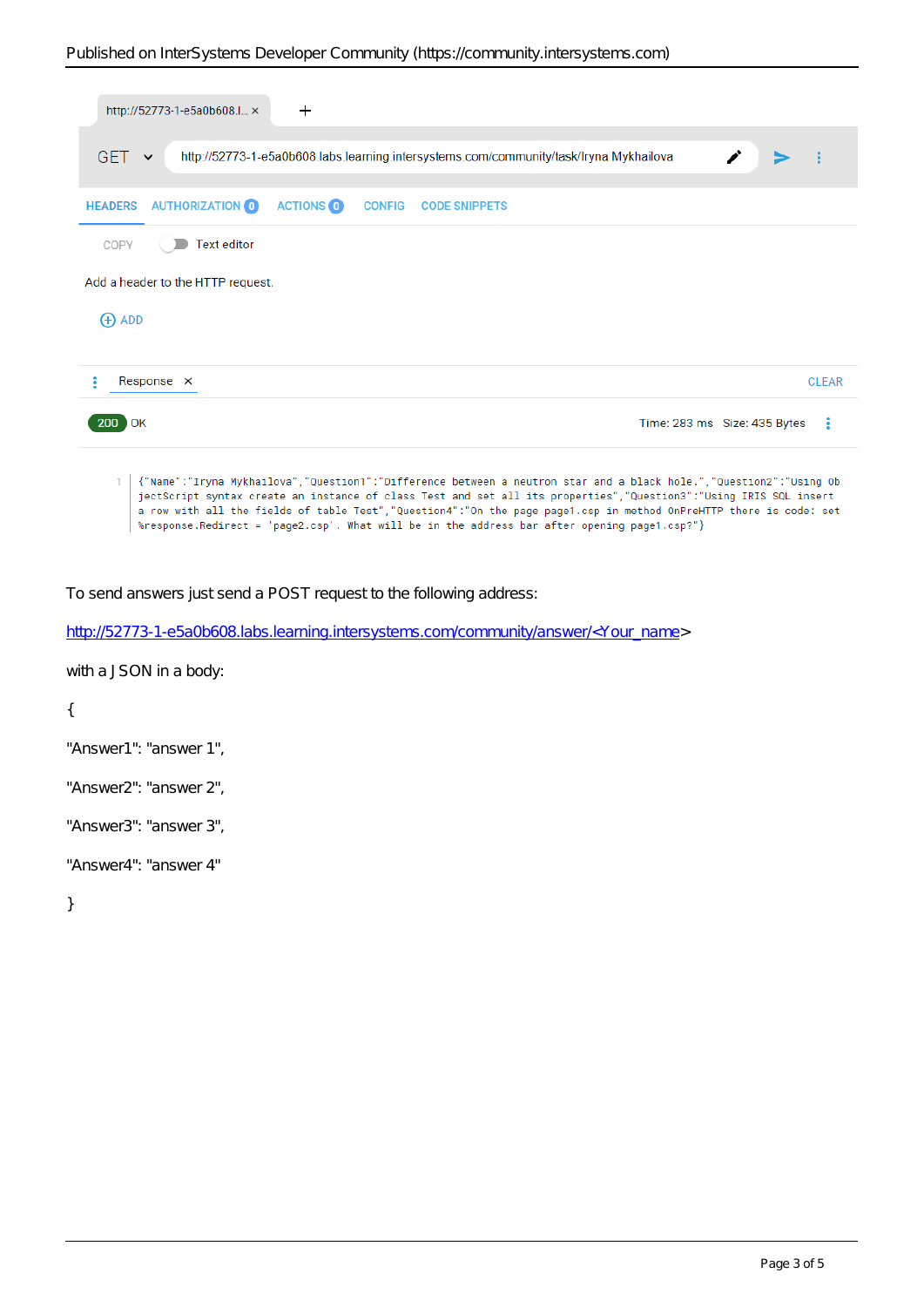http://52773-1-e5a0b608.l... ×

GET http://52773-1-e5a0b608.labs.learning.intersystems.com/community/task/Iryna Mykhailova

HEADERS AUTHORIZATION 0 ACTIONS 0 CONFIG CODE SNIPPETS

COPY Text editor

Add a header to the HTTP request.

ADD

Response × CLEAR

200 OK Time: 283 ms Size: 435 Bytes

```
{"Name":"Iryna Mykhailova","Question1":"Difference between a neutron star and a black hole.","Question2":"Using ObjectScript syntax create an instance of class Test and set all its properties","Question3":"Using IRIS SQL insert a row with all the fields of table Test","Question4":"On the page page1.csp in method OnPreHTTP there is code: set %response.Redirect = 'page2.csp'. What will be in the address bar after opening page1.csp?"}
```

To send answers just send a POST request to the following address:

http://52773-1-e5a0b608.labs.learning.intersystems.com/community/answer/<Your_name>

with a JSON in a body:

```
{
"Answer1": "answer 1",
"Answer2": "answer 2",
"Answer3": "answer 3",
"Answer4": "answer 4"
}
```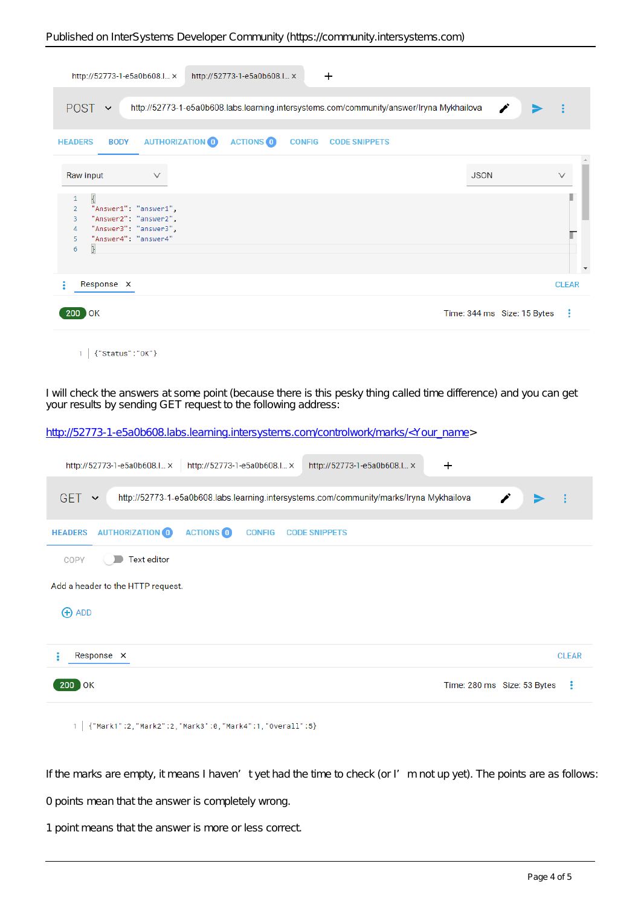POST http://52773-1-e5a0b608.labs.learning.intersystems.com/community/answer/Iryna Mykhailova

HEADERS BODY AUTHORIZATION 0 ACTIONS 0 CONFIG CODE SNIPPETS

Raw input JSON

```
{
"Answer1": "answer1",
"Answer2": "answer2",
"Answer3": "answer3",
"Answer4": "answer4"
}
```

Response

200 OK Time: 344 ms Size: 15 Bytes

```
{"Status":"OK"}
```

I will check the answers at some point (because there is this pesky thing called time difference) and you can get your results by sending GET request to the following address:

http://52773-1-e5a0b608.labs.learning.intersystems.com/controlwork/marks/<Your_name>

GET http://52773-1-e5a0b608.labs.learning.intersystems.com/community/marks/Iryna Mykhailova

HEADERS AUTHORIZATION 0 ACTIONS 0 CONFIG CODE SNIPPETS

COPY Text editor

Add a header to the HTTP request.

ADD

Response

200 OK Time: 280 ms Size: 53 Bytes

```
{"Mark1":2,"Mark2":2,"Mark3":0,"Mark4":1,"Overall":5}
```

If the marks are empty, it means I haven’t yet had the time to check (or I’m not up yet). The points are as follows:

0 points mean that the answer is completely wrong.

1 point means that the answer is more or less correct.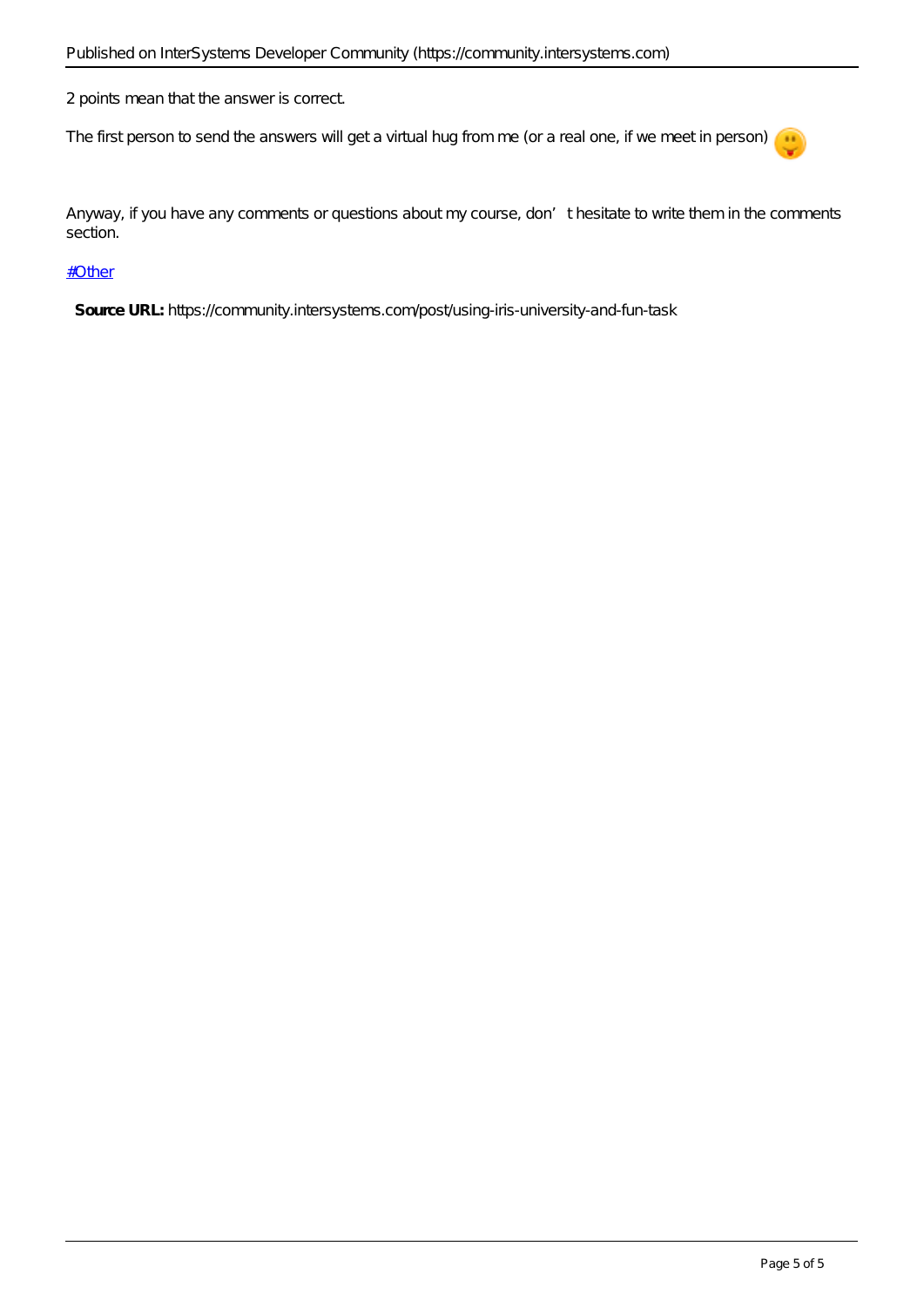2 points mean that the answer is correct.

The first person to send the answers will get a virtual hug from me (or a real one, if we meet in person)

Anyway, if you have any comments or questions about my course, don't hesitate to write them in the comments section.

#Other

**Source URL:** https://community.intersystems.com/post/using-iris-university-and-fun-task